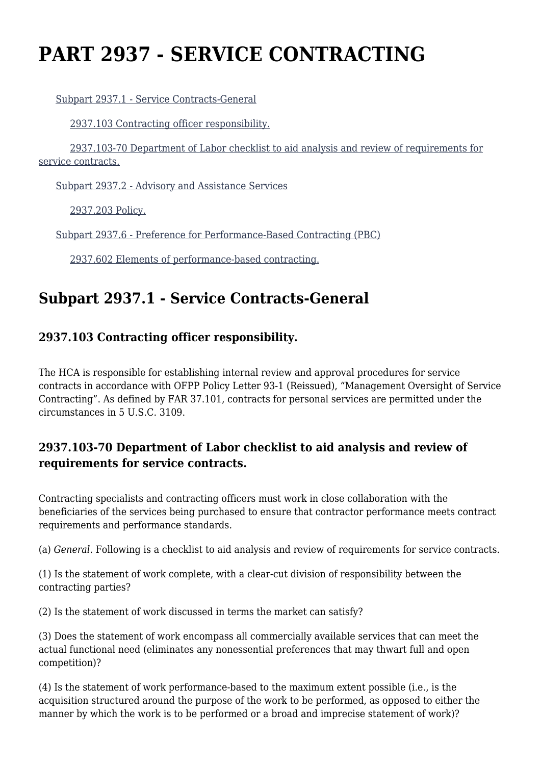# PART 2937 - SERVICE CONTRACTING

- Subpart 2937.1 - Service Contracts-General
  - 2937.103 Contracting officer responsibility.
  - 2937.103-70 Department of Labor checklist to aid analysis and review of requirements for service contracts.
- Subpart 2937.2 - Advisory and Assistance Services
  - 2937.203 Policy.
- Subpart 2937.6 - Preference for Performance-Based Contracting (PBC)
  - 2937.602 Elements of performance-based contracting.

## Subpart 2937.1 - Service Contracts-General

### 2937.103 Contracting officer responsibility.

The HCA is responsible for establishing internal review and approval procedures for service contracts in accordance with OFPP Policy Letter 93-1 (Reissued), "Management Oversight of Service Contracting". As defined by FAR 37.101, contracts for personal services are permitted under the circumstances in 5 U.S.C. 3109.

### 2937.103-70 Department of Labor checklist to aid analysis and review of requirements for service contracts.

Contracting specialists and contracting officers must work in close collaboration with the beneficiaries of the services being purchased to ensure that contractor performance meets contract requirements and performance standards.

(a) *General*. Following is a checklist to aid analysis and review of requirements for service contracts.

(1) Is the statement of work complete, with a clear-cut division of responsibility between the contracting parties?

(2) Is the statement of work discussed in terms the market can satisfy?

(3) Does the statement of work encompass all commercially available services that can meet the actual functional need (eliminates any nonessential preferences that may thwart full and open competition)?

(4) Is the statement of work performance-based to the maximum extent possible (i.e., is the acquisition structured around the purpose of the work to be performed, as opposed to either the manner by which the work is to be performed or a broad and imprecise statement of work)?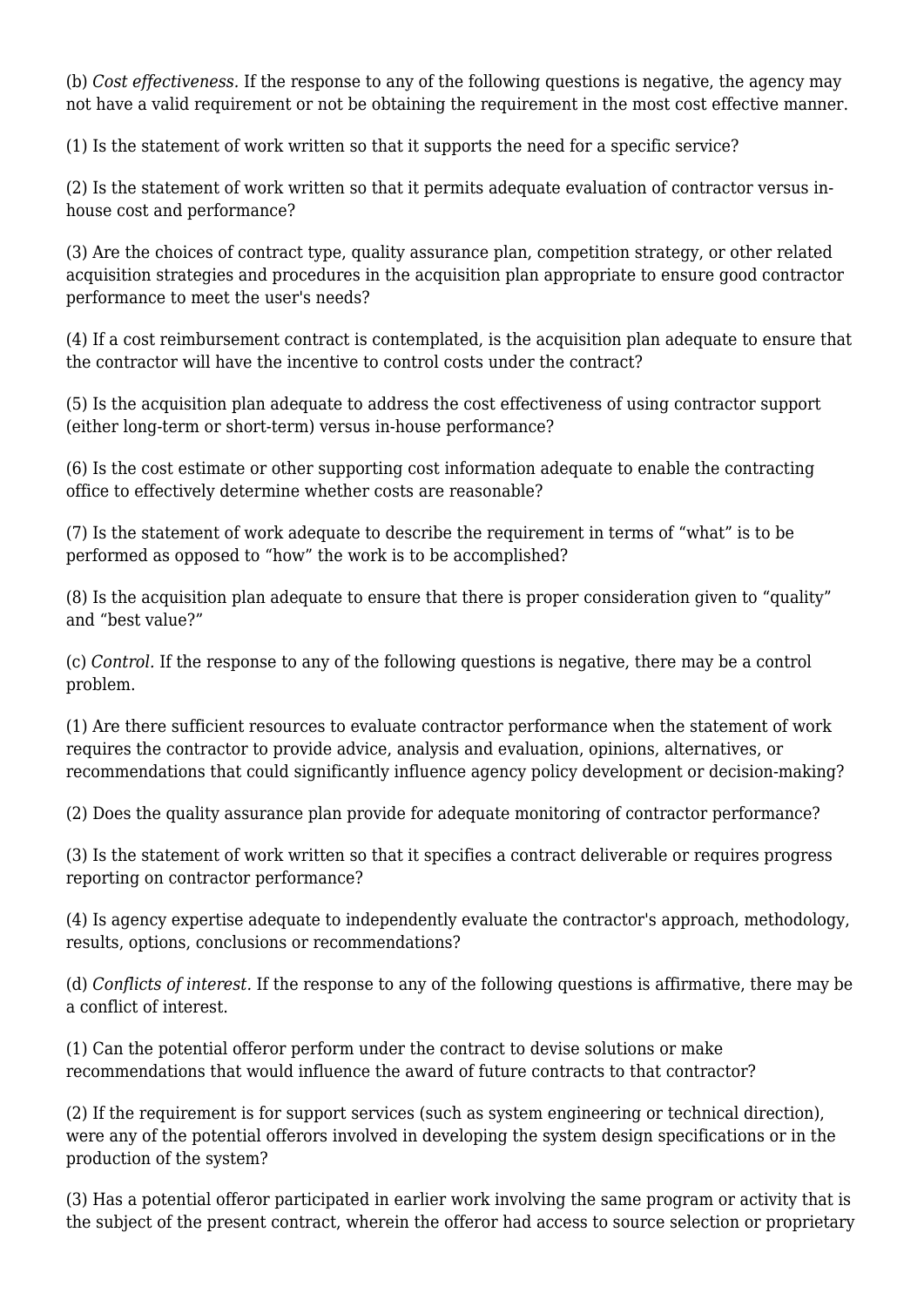(b) *Cost effectiveness.* If the response to any of the following questions is negative, the agency may not have a valid requirement or not be obtaining the requirement in the most cost effective manner.

(1) Is the statement of work written so that it supports the need for a specific service?

(2) Is the statement of work written so that it permits adequate evaluation of contractor versus in-house cost and performance?

(3) Are the choices of contract type, quality assurance plan, competition strategy, or other related acquisition strategies and procedures in the acquisition plan appropriate to ensure good contractor performance to meet the user's needs?

(4) If a cost reimbursement contract is contemplated, is the acquisition plan adequate to ensure that the contractor will have the incentive to control costs under the contract?

(5) Is the acquisition plan adequate to address the cost effectiveness of using contractor support (either long-term or short-term) versus in-house performance?

(6) Is the cost estimate or other supporting cost information adequate to enable the contracting office to effectively determine whether costs are reasonable?

(7) Is the statement of work adequate to describe the requirement in terms of “what” is to be performed as opposed to “how” the work is to be accomplished?

(8) Is the acquisition plan adequate to ensure that there is proper consideration given to “quality” and “best value?”

(c) *Control.* If the response to any of the following questions is negative, there may be a control problem.

(1) Are there sufficient resources to evaluate contractor performance when the statement of work requires the contractor to provide advice, analysis and evaluation, opinions, alternatives, or recommendations that could significantly influence agency policy development or decision-making?

(2) Does the quality assurance plan provide for adequate monitoring of contractor performance?

(3) Is the statement of work written so that it specifies a contract deliverable or requires progress reporting on contractor performance?

(4) Is agency expertise adequate to independently evaluate the contractor's approach, methodology, results, options, conclusions or recommendations?

(d) *Conflicts of interest.* If the response to any of the following questions is affirmative, there may be a conflict of interest.

(1) Can the potential offeror perform under the contract to devise solutions or make recommendations that would influence the award of future contracts to that contractor?

(2) If the requirement is for support services (such as system engineering or technical direction), were any of the potential offerors involved in developing the system design specifications or in the production of the system?

(3) Has a potential offeror participated in earlier work involving the same program or activity that is the subject of the present contract, wherein the offeror had access to source selection or proprietary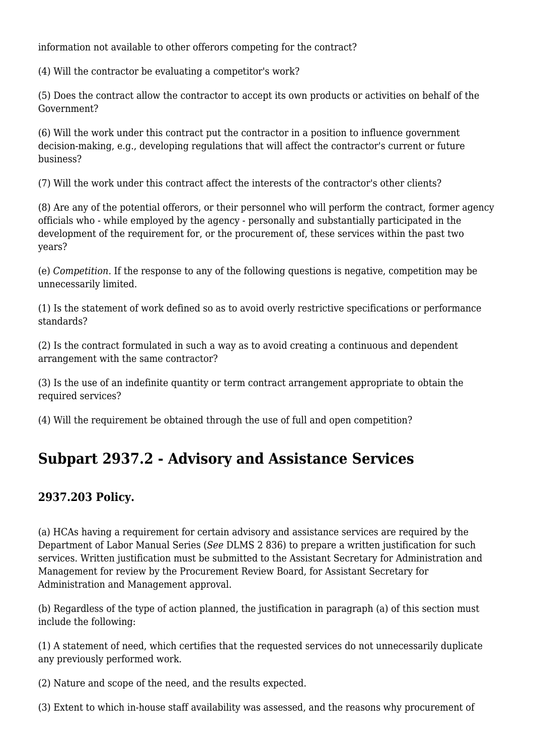information not available to other offerors competing for the contract?

(4) Will the contractor be evaluating a competitor's work?

(5) Does the contract allow the contractor to accept its own products or activities on behalf of the Government?

(6) Will the work under this contract put the contractor in a position to influence government decision-making, e.g., developing regulations that will affect the contractor's current or future business?

(7) Will the work under this contract affect the interests of the contractor's other clients?

(8) Are any of the potential offerors, or their personnel who will perform the contract, former agency officials who - while employed by the agency - personally and substantially participated in the development of the requirement for, or the procurement of, these services within the past two years?

(e) *Competition.* If the response to any of the following questions is negative, competition may be unnecessarily limited.

(1) Is the statement of work defined so as to avoid overly restrictive specifications or performance standards?

(2) Is the contract formulated in such a way as to avoid creating a continuous and dependent arrangement with the same contractor?

(3) Is the use of an indefinite quantity or term contract arrangement appropriate to obtain the required services?

(4) Will the requirement be obtained through the use of full and open competition?

## Subpart 2937.2 - Advisory and Assistance Services

### 2937.203 Policy.

(a) HCAs having a requirement for certain advisory and assistance services are required by the Department of Labor Manual Series (*See* DLMS 2 836) to prepare a written justification for such services. Written justification must be submitted to the Assistant Secretary for Administration and Management for review by the Procurement Review Board, for Assistant Secretary for Administration and Management approval.

(b) Regardless of the type of action planned, the justification in paragraph (a) of this section must include the following:

(1) A statement of need, which certifies that the requested services do not unnecessarily duplicate any previously performed work.

(2) Nature and scope of the need, and the results expected.

(3) Extent to which in-house staff availability was assessed, and the reasons why procurement of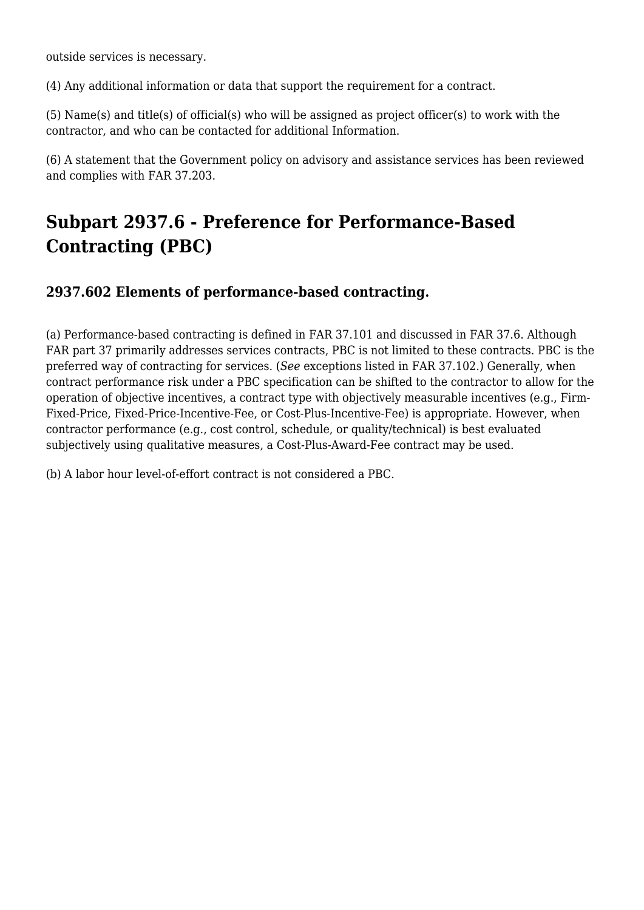outside services is necessary.

(4) Any additional information or data that support the requirement for a contract.

(5) Name(s) and title(s) of official(s) who will be assigned as project officer(s) to work with the contractor, and who can be contacted for additional Information.

(6) A statement that the Government policy on advisory and assistance services has been reviewed and complies with FAR 37.203.

## Subpart 2937.6 - Preference for Performance-Based Contracting (PBC)

### 2937.602 Elements of performance-based contracting.

(a) Performance-based contracting is defined in FAR 37.101 and discussed in FAR 37.6. Although FAR part 37 primarily addresses services contracts, PBC is not limited to these contracts. PBC is the preferred way of contracting for services. (*See* exceptions listed in FAR 37.102.) Generally, when contract performance risk under a PBC specification can be shifted to the contractor to allow for the operation of objective incentives, a contract type with objectively measurable incentives (e.g., Firm-Fixed-Price, Fixed-Price-Incentive-Fee, or Cost-Plus-Incentive-Fee) is appropriate. However, when contractor performance (e.g., cost control, schedule, or quality/technical) is best evaluated subjectively using qualitative measures, a Cost-Plus-Award-Fee contract may be used.

(b) A labor hour level-of-effort contract is not considered a PBC.